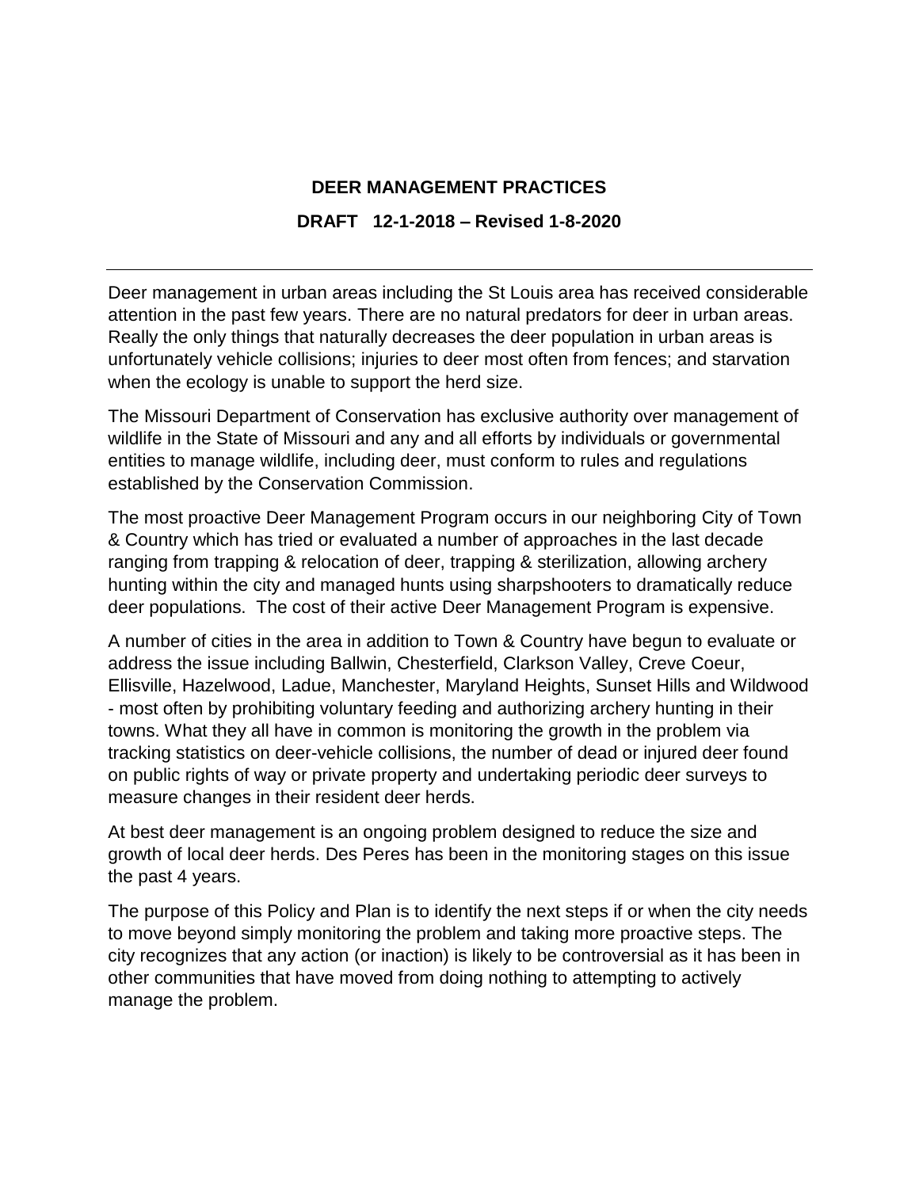# DEER MANAGEMENT PRACTICES

## DRAFT 12-1-2018 – Revised 1-8-2020

---

Deer management in urban areas including the St Louis area has received considerable attention in the past few years. There are no natural predators for deer in urban areas. Really the only things that naturally decreases the deer population in urban areas is unfortunately vehicle collisions; injuries to deer most often from fences; and starvation when the ecology is unable to support the herd size.

The Missouri Department of Conservation has exclusive authority over management of wildlife in the State of Missouri and any and all efforts by individuals or governmental entities to manage wildlife, including deer, must conform to rules and regulations established by the Conservation Commission.

The most proactive Deer Management Program occurs in our neighboring City of Town & Country which has tried or evaluated a number of approaches in the last decade ranging from trapping & relocation of deer, trapping & sterilization, allowing archery hunting within the city and managed hunts using sharpshooters to dramatically reduce deer populations. The cost of their active Deer Management Program is expensive.

A number of cities in the area in addition to Town & Country have begun to evaluate or address the issue including Ballwin, Chesterfield, Clarkson Valley, Creve Coeur, Ellisville, Hazelwood, Ladue, Manchester, Maryland Heights, Sunset Hills and Wildwood - most often by prohibiting voluntary feeding and authorizing archery hunting in their towns. What they all have in common is monitoring the growth in the problem via tracking statistics on deer-vehicle collisions, the number of dead or injured deer found on public rights of way or private property and undertaking periodic deer surveys to measure changes in their resident deer herds.

At best deer management is an ongoing problem designed to reduce the size and growth of local deer herds. Des Peres has been in the monitoring stages on this issue the past 4 years.

The purpose of this Policy and Plan is to identify the next steps if or when the city needs to move beyond simply monitoring the problem and taking more proactive steps. The city recognizes that any action (or inaction) is likely to be controversial as it has been in other communities that have moved from doing nothing to attempting to actively manage the problem.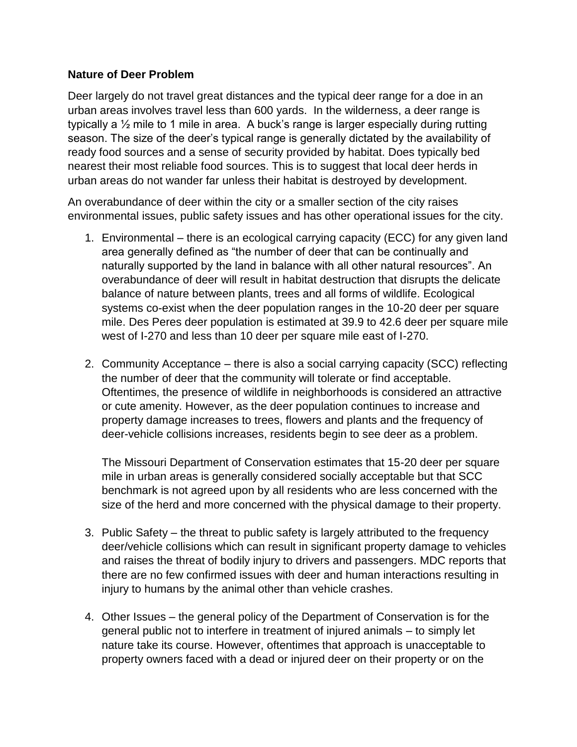**Nature of Deer Problem**

Deer largely do not travel great distances and the typical deer range for a doe in an urban areas involves travel less than 600 yards. In the wilderness, a deer range is typically a ½ mile to 1 mile in area. A buck's range is larger especially during rutting season. The size of the deer's typical range is generally dictated by the availability of ready food sources and a sense of security provided by habitat. Does typically bed nearest their most reliable food sources. This is to suggest that local deer herds in urban areas do not wander far unless their habitat is destroyed by development.

An overabundance of deer within the city or a smaller section of the city raises environmental issues, public safety issues and has other operational issues for the city.

1. Environmental – there is an ecological carrying capacity (ECC) for any given land area generally defined as "the number of deer that can be continually and naturally supported by the land in balance with all other natural resources". An overabundance of deer will result in habitat destruction that disrupts the delicate balance of nature between plants, trees and all forms of wildlife. Ecological systems co-exist when the deer population ranges in the 10-20 deer per square mile. Des Peres deer population is estimated at 39.9 to 42.6 deer per square mile west of I-270 and less than 10 deer per square mile east of I-270.

2. Community Acceptance – there is also a social carrying capacity (SCC) reflecting the number of deer that the community will tolerate or find acceptable. Oftentimes, the presence of wildlife in neighborhoods is considered an attractive or cute amenity. However, as the deer population continues to increase and property damage increases to trees, flowers and plants and the frequency of deer-vehicle collisions increases, residents begin to see deer as a problem.

   The Missouri Department of Conservation estimates that 15-20 deer per square mile in urban areas is generally considered socially acceptable but that SCC benchmark is not agreed upon by all residents who are less concerned with the size of the herd and more concerned with the physical damage to their property.

3. Public Safety – the threat to public safety is largely attributed to the frequency deer/vehicle collisions which can result in significant property damage to vehicles and raises the threat of bodily injury to drivers and passengers. MDC reports that there are no few confirmed issues with deer and human interactions resulting in injury to humans by the animal other than vehicle crashes.

4. Other Issues – the general policy of the Department of Conservation is for the general public not to interfere in treatment of injured animals – to simply let nature take its course. However, oftentimes that approach is unacceptable to property owners faced with a dead or injured deer on their property or on the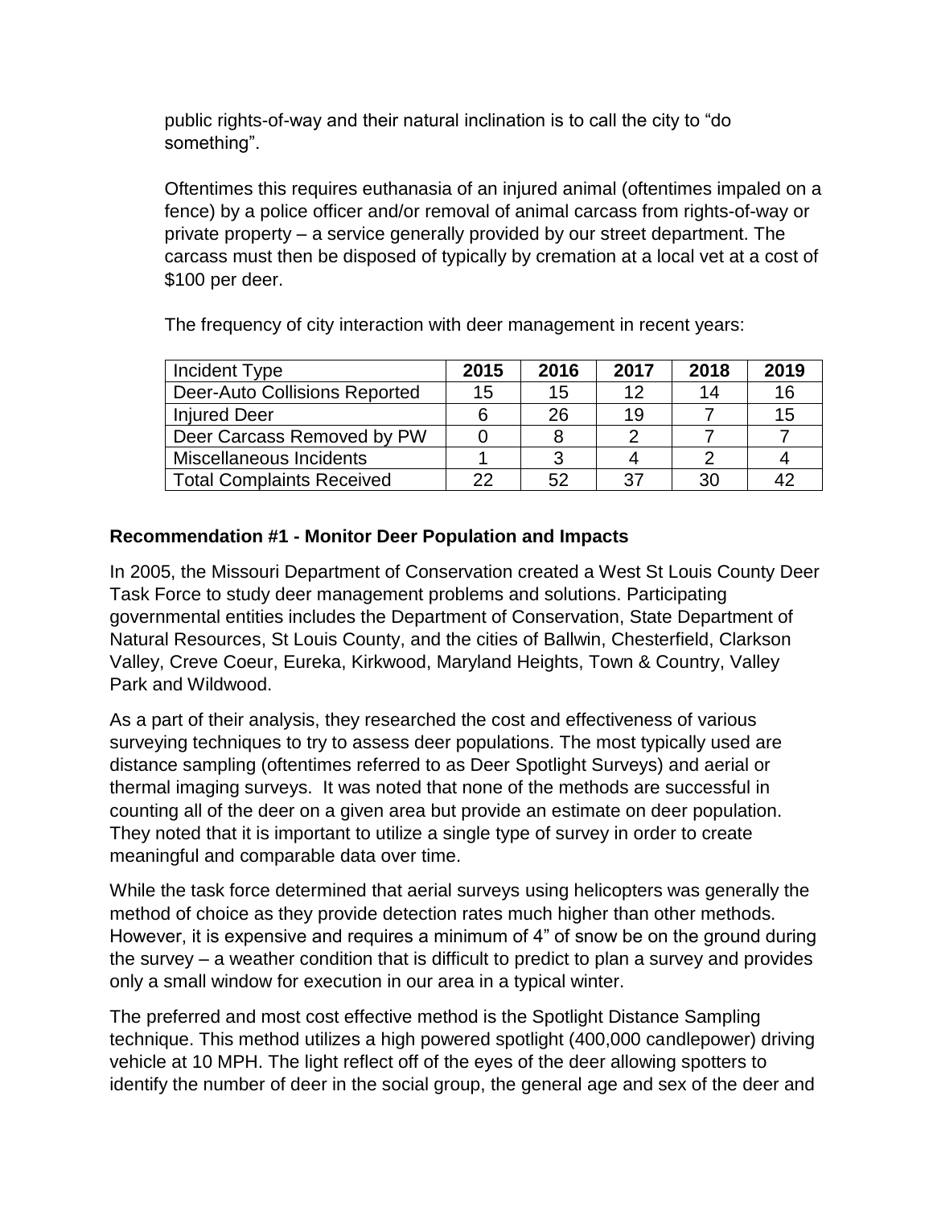public rights-of-way and their natural inclination is to call the city to "do something".

Oftentimes this requires euthanasia of an injured animal (oftentimes impaled on a fence) by a police officer and/or removal of animal carcass from rights-of-way or private property – a service generally provided by our street department. The carcass must then be disposed of typically by cremation at a local vet at a cost of $100 per deer.

The frequency of city interaction with deer management in recent years:

| Incident Type | 2015 | 2016 | 2017 | 2018 | 2019 |
|---|---|---|---|---|---|
| Deer-Auto Collisions Reported | 15 | 15 | 12 | 14 | 16 |
| Injured Deer | 6 | 26 | 19 | 7 | 15 |
| Deer Carcass Removed by PW | 0 | 8 | 2 | 7 | 7 |
| Miscellaneous Incidents | 1 | 3 | 4 | 2 | 4 |
| Total Complaints Received | 22 | 52 | 37 | 30 | 42 |

**Recommendation #1 - Monitor Deer Population and Impacts**

In 2005, the Missouri Department of Conservation created a West St Louis County Deer Task Force to study deer management problems and solutions. Participating governmental entities includes the Department of Conservation, State Department of Natural Resources, St Louis County, and the cities of Ballwin, Chesterfield, Clarkson Valley, Creve Coeur, Eureka, Kirkwood, Maryland Heights, Town & Country, Valley Park and Wildwood.

As a part of their analysis, they researched the cost and effectiveness of various surveying techniques to try to assess deer populations. The most typically used are distance sampling (oftentimes referred to as Deer Spotlight Surveys) and aerial or thermal imaging surveys. It was noted that none of the methods are successful in counting all of the deer on a given area but provide an estimate on deer population. They noted that it is important to utilize a single type of survey in order to create meaningful and comparable data over time.

While the task force determined that aerial surveys using helicopters was generally the method of choice as they provide detection rates much higher than other methods. However, it is expensive and requires a minimum of 4" of snow be on the ground during the survey – a weather condition that is difficult to predict to plan a survey and provides only a small window for execution in our area in a typical winter.

The preferred and most cost effective method is the Spotlight Distance Sampling technique. This method utilizes a high powered spotlight (400,000 candlepower) driving vehicle at 10 MPH. The light reflect off of the eyes of the deer allowing spotters to identify the number of deer in the social group, the general age and sex of the deer and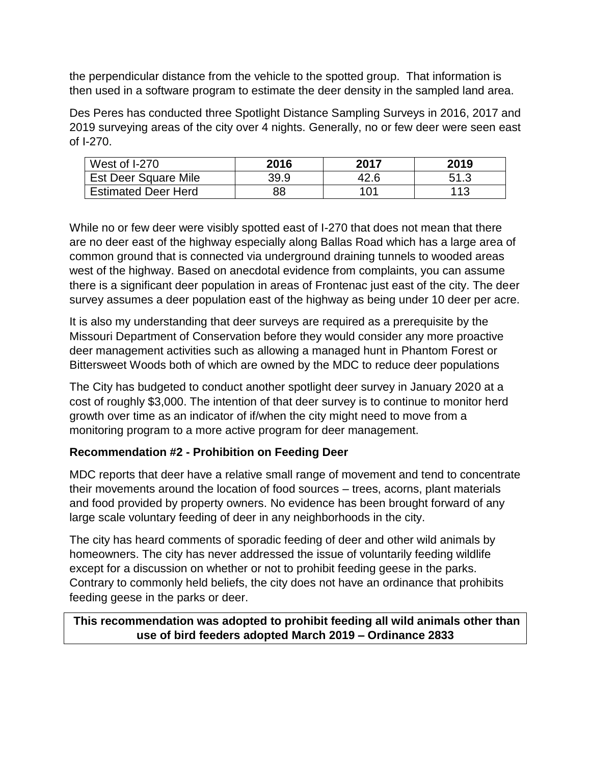the perpendicular distance from the vehicle to the spotted group. That information is then used in a software program to estimate the deer density in the sampled land area.

Des Peres has conducted three Spotlight Distance Sampling Surveys in 2016, 2017 and 2019 surveying areas of the city over 4 nights. Generally, no or few deer were seen east of I-270.

| West of I-270 | 2016 | 2017 | 2019 |
|---|---|---|---|
| Est Deer Square Mile | 39.9 | 42.6 | 51.3 |
| Estimated Deer Herd | 88 | 101 | 113 |

While no or few deer were visibly spotted east of I-270 that does not mean that there are no deer east of the highway especially along Ballas Road which has a large area of common ground that is connected via underground draining tunnels to wooded areas west of the highway. Based on anecdotal evidence from complaints, you can assume there is a significant deer population in areas of Frontenac just east of the city. The deer survey assumes a deer population east of the highway as being under 10 deer per acre.

It is also my understanding that deer surveys are required as a prerequisite by the Missouri Department of Conservation before they would consider any more proactive deer management activities such as allowing a managed hunt in Phantom Forest or Bittersweet Woods both of which are owned by the MDC to reduce deer populations

The City has budgeted to conduct another spotlight deer survey in January 2020 at a cost of roughly $3,000. The intention of that deer survey is to continue to monitor herd growth over time as an indicator of if/when the city might need to move from a monitoring program to a more active program for deer management.

**Recommendation #2 - Prohibition on Feeding Deer**

MDC reports that deer have a relative small range of movement and tend to concentrate their movements around the location of food sources – trees, acorns, plant materials and food provided by property owners. No evidence has been brought forward of any large scale voluntary feeding of deer in any neighborhoods in the city.

The city has heard comments of sporadic feeding of deer and other wild animals by homeowners. The city has never addressed the issue of voluntarily feeding wildlife except for a discussion on whether or not to prohibit feeding geese in the parks. Contrary to commonly held beliefs, the city does not have an ordinance that prohibits feeding geese in the parks or deer.

**This recommendation was adopted to prohibit feeding all wild animals other than use of bird feeders adopted March 2019 – Ordinance 2833**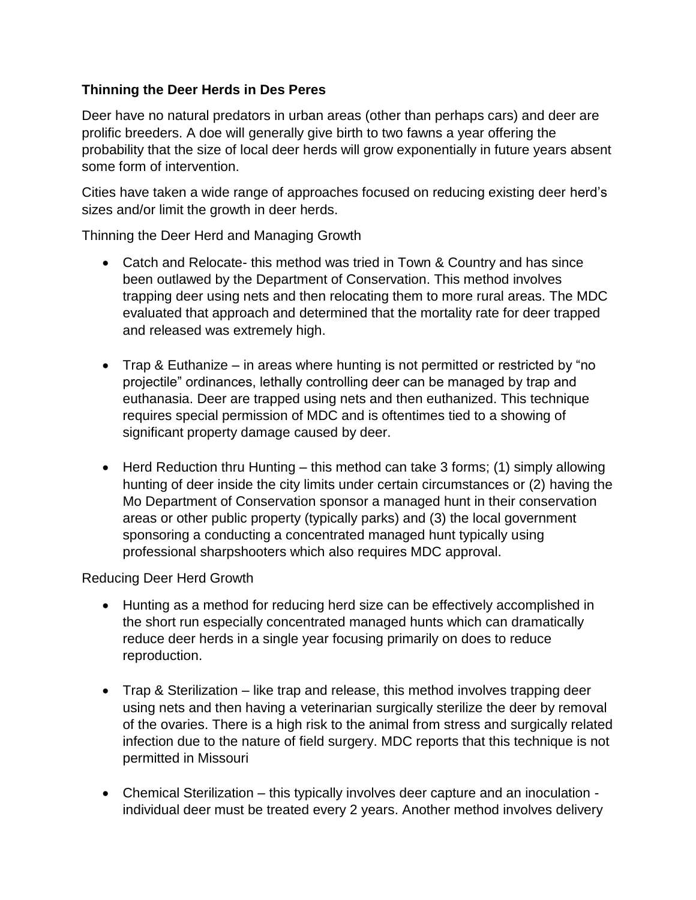**Thinning the Deer Herds in Des Peres**

Deer have no natural predators in urban areas (other than perhaps cars) and deer are prolific breeders. A doe will generally give birth to two fawns a year offering the probability that the size of local deer herds will grow exponentially in future years absent some form of intervention.

Cities have taken a wide range of approaches focused on reducing existing deer herd's sizes and/or limit the growth in deer herds.

Thinning the Deer Herd and Managing Growth

- Catch and Relocate- this method was tried in Town & Country and has since been outlawed by the Department of Conservation. This method involves trapping deer using nets and then relocating them to more rural areas. The MDC evaluated that approach and determined that the mortality rate for deer trapped and released was extremely high.

- Trap & Euthanize – in areas where hunting is not permitted or restricted by "no projectile" ordinances, lethally controlling deer can be managed by trap and euthanasia. Deer are trapped using nets and then euthanized. This technique requires special permission of MDC and is oftentimes tied to a showing of significant property damage caused by deer.

- Herd Reduction thru Hunting – this method can take 3 forms; (1) simply allowing hunting of deer inside the city limits under certain circumstances or (2) having the Mo Department of Conservation sponsor a managed hunt in their conservation areas or other public property (typically parks) and (3) the local government sponsoring a conducting a concentrated managed hunt typically using professional sharpshooters which also requires MDC approval.

Reducing Deer Herd Growth

- Hunting as a method for reducing herd size can be effectively accomplished in the short run especially concentrated managed hunts which can dramatically reduce deer herds in a single year focusing primarily on does to reduce reproduction.

- Trap & Sterilization – like trap and release, this method involves trapping deer using nets and then having a veterinarian surgically sterilize the deer by removal of the ovaries. There is a high risk to the animal from stress and surgically related infection due to the nature of field surgery. MDC reports that this technique is not permitted in Missouri

- Chemical Sterilization – this typically involves deer capture and an inoculation - individual deer must be treated every 2 years. Another method involves delivery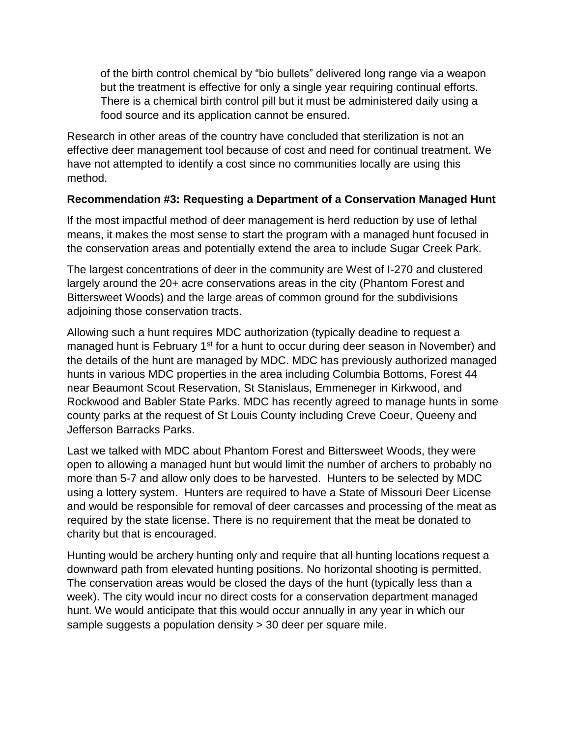of the birth control chemical by “bio bullets” delivered long range via a weapon but the treatment is effective for only a single year requiring continual efforts. There is a chemical birth control pill but it must be administered daily using a food source and its application cannot be ensured.

Research in other areas of the country have concluded that sterilization is not an effective deer management tool because of cost and need for continual treatment. We have not attempted to identify a cost since no communities locally are using this method.

**Recommendation #3: Requesting a Department of a Conservation Managed Hunt**

If the most impactful method of deer management is herd reduction by use of lethal means, it makes the most sense to start the program with a managed hunt focused in the conservation areas and potentially extend the area to include Sugar Creek Park.

The largest concentrations of deer in the community are West of I-270 and clustered largely around the 20+ acre conservations areas in the city (Phantom Forest and Bittersweet Woods) and the large areas of common ground for the subdivisions adjoining those conservation tracts.

Allowing such a hunt requires MDC authorization (typically deadine to request a managed hunt is February 1st for a hunt to occur during deer season in November) and the details of the hunt are managed by MDC. MDC has previously authorized managed hunts in various MDC properties in the area including Columbia Bottoms, Forest 44 near Beaumont Scout Reservation, St Stanislaus, Emmeneger in Kirkwood, and Rockwood and Babler State Parks. MDC has recently agreed to manage hunts in some county parks at the request of St Louis County including Creve Coeur, Queeny and Jefferson Barracks Parks.

Last we talked with MDC about Phantom Forest and Bittersweet Woods, they were open to allowing a managed hunt but would limit the number of archers to probably no more than 5-7 and allow only does to be harvested. Hunters to be selected by MDC using a lottery system. Hunters are required to have a State of Missouri Deer License and would be responsible for removal of deer carcasses and processing of the meat as required by the state license. There is no requirement that the meat be donated to charity but that is encouraged.

Hunting would be archery hunting only and require that all hunting locations request a downward path from elevated hunting positions. No horizontal shooting is permitted. The conservation areas would be closed the days of the hunt (typically less than a week). The city would incur no direct costs for a conservation department managed hunt. We would anticipate that this would occur annually in any year in which our sample suggests a population density > 30 deer per square mile.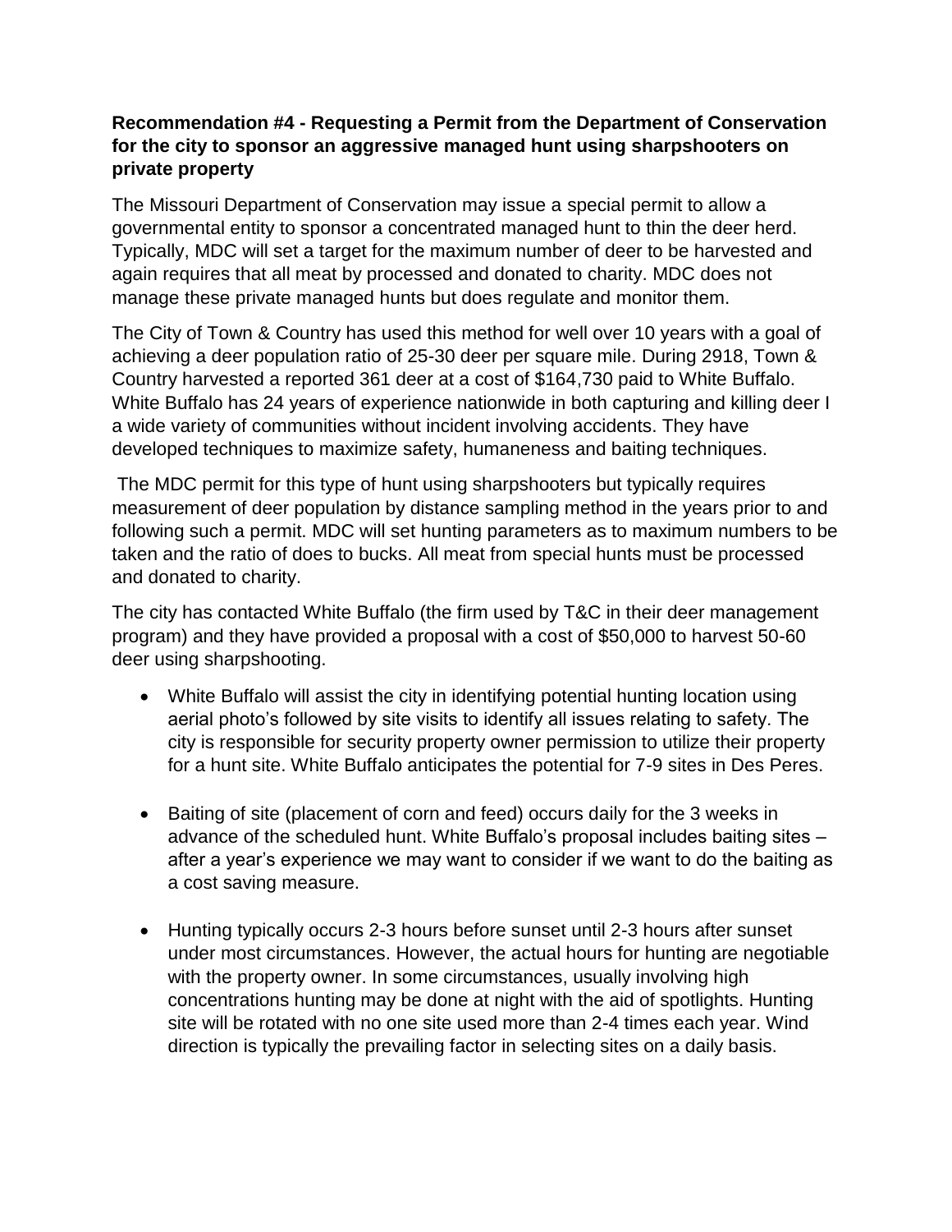**Recommendation #4 - Requesting a Permit from the Department of Conservation for the city to sponsor an aggressive managed hunt using sharpshooters on private property**

The Missouri Department of Conservation may issue a special permit to allow a governmental entity to sponsor a concentrated managed hunt to thin the deer herd. Typically, MDC will set a target for the maximum number of deer to be harvested and again requires that all meat by processed and donated to charity. MDC does not manage these private managed hunts but does regulate and monitor them.

The City of Town & Country has used this method for well over 10 years with a goal of achieving a deer population ratio of 25-30 deer per square mile. During 2918, Town & Country harvested a reported 361 deer at a cost of $164,730 paid to White Buffalo. White Buffalo has 24 years of experience nationwide in both capturing and killing deer I a wide variety of communities without incident involving accidents. They have developed techniques to maximize safety, humaneness and baiting techniques.

The MDC permit for this type of hunt using sharpshooters but typically requires measurement of deer population by distance sampling method in the years prior to and following such a permit. MDC will set hunting parameters as to maximum numbers to be taken and the ratio of does to bucks. All meat from special hunts must be processed and donated to charity.

The city has contacted White Buffalo (the firm used by T&C in their deer management program) and they have provided a proposal with a cost of $50,000 to harvest 50-60 deer using sharpshooting.

- White Buffalo will assist the city in identifying potential hunting location using aerial photo's followed by site visits to identify all issues relating to safety. The city is responsible for security property owner permission to utilize their property for a hunt site. White Buffalo anticipates the potential for 7-9 sites in Des Peres.

- Baiting of site (placement of corn and feed) occurs daily for the 3 weeks in advance of the scheduled hunt. White Buffalo's proposal includes baiting sites – after a year's experience we may want to consider if we want to do the baiting as a cost saving measure.

- Hunting typically occurs 2-3 hours before sunset until 2-3 hours after sunset under most circumstances. However, the actual hours for hunting are negotiable with the property owner. In some circumstances, usually involving high concentrations hunting may be done at night with the aid of spotlights. Hunting site will be rotated with no one site used more than 2-4 times each year. Wind direction is typically the prevailing factor in selecting sites on a daily basis.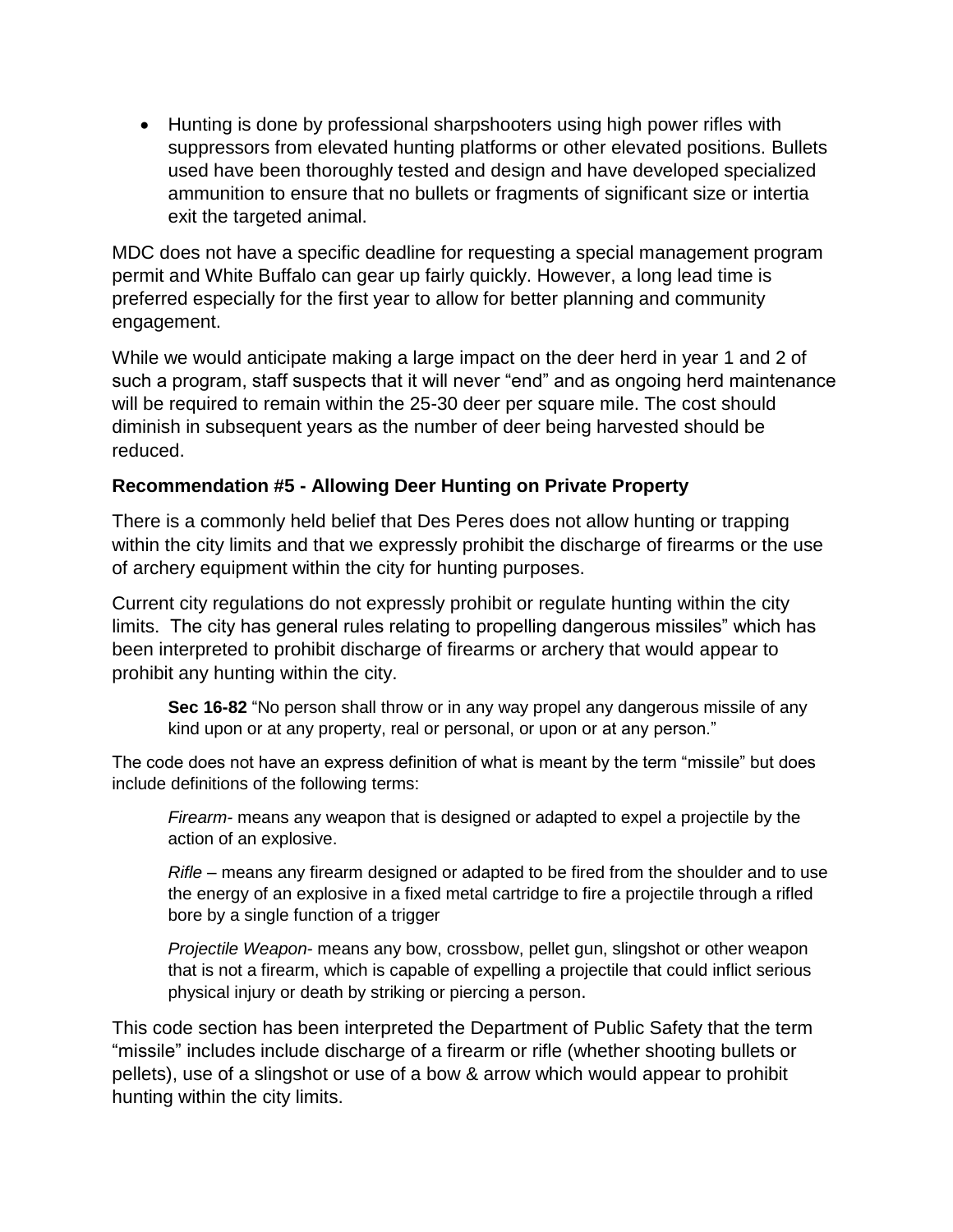- Hunting is done by professional sharpshooters using high power rifles with suppressors from elevated hunting platforms or other elevated positions. Bullets used have been thoroughly tested and design and have developed specialized ammunition to ensure that no bullets or fragments of significant size or intertia exit the targeted animal.

MDC does not have a specific deadline for requesting a special management program permit and White Buffalo can gear up fairly quickly. However, a long lead time is preferred especially for the first year to allow for better planning and community engagement.

While we would anticipate making a large impact on the deer herd in year 1 and 2 of such a program, staff suspects that it will never "end" and as ongoing herd maintenance will be required to remain within the 25-30 deer per square mile. The cost should diminish in subsequent years as the number of deer being harvested should be reduced.

### Recommendation #5 - Allowing Deer Hunting on Private Property

There is a commonly held belief that Des Peres does not allow hunting or trapping within the city limits and that we expressly prohibit the discharge of firearms or the use of archery equipment within the city for hunting purposes.

Current city regulations do not expressly prohibit or regulate hunting within the city limits. The city has general rules relating to propelling dangerous missiles" which has been interpreted to prohibit discharge of firearms or archery that would appear to prohibit any hunting within the city.

> **Sec 16-82** "No person shall throw or in any way propel any dangerous missile of any kind upon or at any property, real or personal, or upon or at any person."

The code does not have an express definition of what is meant by the term "missile" but does include definitions of the following terms:

> *Firearm*- means any weapon that is designed or adapted to expel a projectile by the action of an explosive.
>
> *Rifle* – means any firearm designed or adapted to be fired from the shoulder and to use the energy of an explosive in a fixed metal cartridge to fire a projectile through a rifled bore by a single function of a trigger
>
> *Projectile Weapon*- means any bow, crossbow, pellet gun, slingshot or other weapon that is not a firearm, which is capable of expelling a projectile that could inflict serious physical injury or death by striking or piercing a person.

This code section has been interpreted the Department of Public Safety that the term "missile" includes include discharge of a firearm or rifle (whether shooting bullets or pellets), use of a slingshot or use of a bow & arrow which would appear to prohibit hunting within the city limits.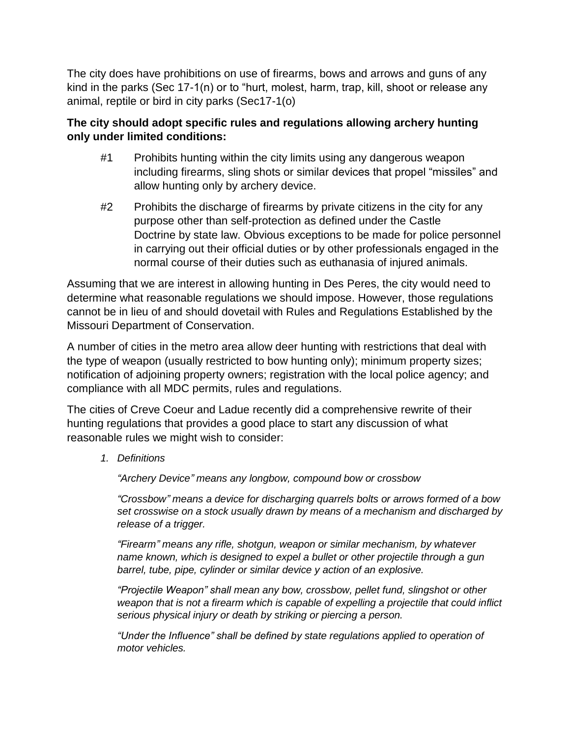The city does have prohibitions on use of firearms, bows and arrows and guns of any kind in the parks (Sec 17-1(n) or to "hurt, molest, harm, trap, kill, shoot or release any animal, reptile or bird in city parks (Sec17-1(o)

**The city should adopt specific rules and regulations allowing archery hunting only under limited conditions:**

#1 Prohibits hunting within the city limits using any dangerous weapon including firearms, sling shots or similar devices that propel "missiles" and allow hunting only by archery device.

#2 Prohibits the discharge of firearms by private citizens in the city for any purpose other than self-protection as defined under the Castle Doctrine by state law. Obvious exceptions to be made for police personnel in carrying out their official duties or by other professionals engaged in the normal course of their duties such as euthanasia of injured animals.

Assuming that we are interest in allowing hunting in Des Peres, the city would need to determine what reasonable regulations we should impose. However, those regulations cannot be in lieu of and should dovetail with Rules and Regulations Established by the Missouri Department of Conservation.

A number of cities in the metro area allow deer hunting with restrictions that deal with the type of weapon (usually restricted to bow hunting only); minimum property sizes; notification of adjoining property owners; registration with the local police agency; and compliance with all MDC permits, rules and regulations.

The cities of Creve Coeur and Ladue recently did a comprehensive rewrite of their hunting regulations that provides a good place to start any discussion of what reasonable rules we might wish to consider:

1. *Definitions*

   *"Archery Device" means any longbow, compound bow or crossbow*

   *"Crossbow" means a device for discharging quarrels bolts or arrows formed of a bow set crosswise on a stock usually drawn by means of a mechanism and discharged by release of a trigger.*

   *"Firearm" means any rifle, shotgun, weapon or similar mechanism, by whatever name known, which is designed to expel a bullet or other projectile through a gun barrel, tube, pipe, cylinder or similar device y action of an explosive.*

   *"Projectile Weapon" shall mean any bow, crossbow, pellet fund, slingshot or other weapon that is not a firearm which is capable of expelling a projectile that could inflict serious physical injury or death by striking or piercing a person.*

   *"Under the Influence" shall be defined by state regulations applied to operation of motor vehicles.*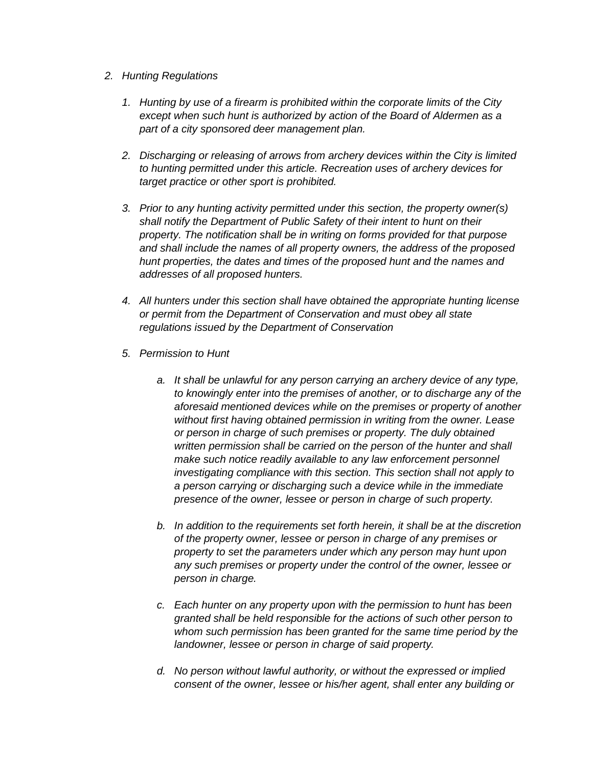2. *Hunting Regulations*

    1. *Hunting by use of a firearm is prohibited within the corporate limits of the City except when such hunt is authorized by action of the Board of Aldermen as a part of a city sponsored deer management plan.*

    2. *Discharging or releasing of arrows from archery devices within the City is limited to hunting permitted under this article. Recreation uses of archery devices for target practice or other sport is prohibited.*

    3. *Prior to any hunting activity permitted under this section, the property owner(s) shall notify the Department of Public Safety of their intent to hunt on their property. The notification shall be in writing on forms provided for that purpose and shall include the names of all property owners, the address of the proposed hunt properties, the dates and times of the proposed hunt and the names and addresses of all proposed hunters.*

    4. *All hunters under this section shall have obtained the appropriate hunting license or permit from the Department of Conservation and must obey all state regulations issued by the Department of Conservation*

    5. *Permission to Hunt*

        a. *It shall be unlawful for any person carrying an archery device of any type, to knowingly enter into the premises of another, or to discharge any of the aforesaid mentioned devices while on the premises or property of another without first having obtained permission in writing from the owner. Lease or person in charge of such premises or property. The duly obtained written permission shall be carried on the person of the hunter and shall make such notice readily available to any law enforcement personnel investigating compliance with this section. This section shall not apply to a person carrying or discharging such a device while in the immediate presence of the owner, lessee or person in charge of such property.*

        b. *In addition to the requirements set forth herein, it shall be at the discretion of the property owner, lessee or person in charge of any premises or property to set the parameters under which any person may hunt upon any such premises or property under the control of the owner, lessee or person in charge.*

        c. *Each hunter on any property upon with the permission to hunt has been granted shall be held responsible for the actions of such other person to whom such permission has been granted for the same time period by the landowner, lessee or person in charge of said property.*

        d. *No person without lawful authority, or without the expressed or implied consent of the owner, lessee or his/her agent, shall enter any building or*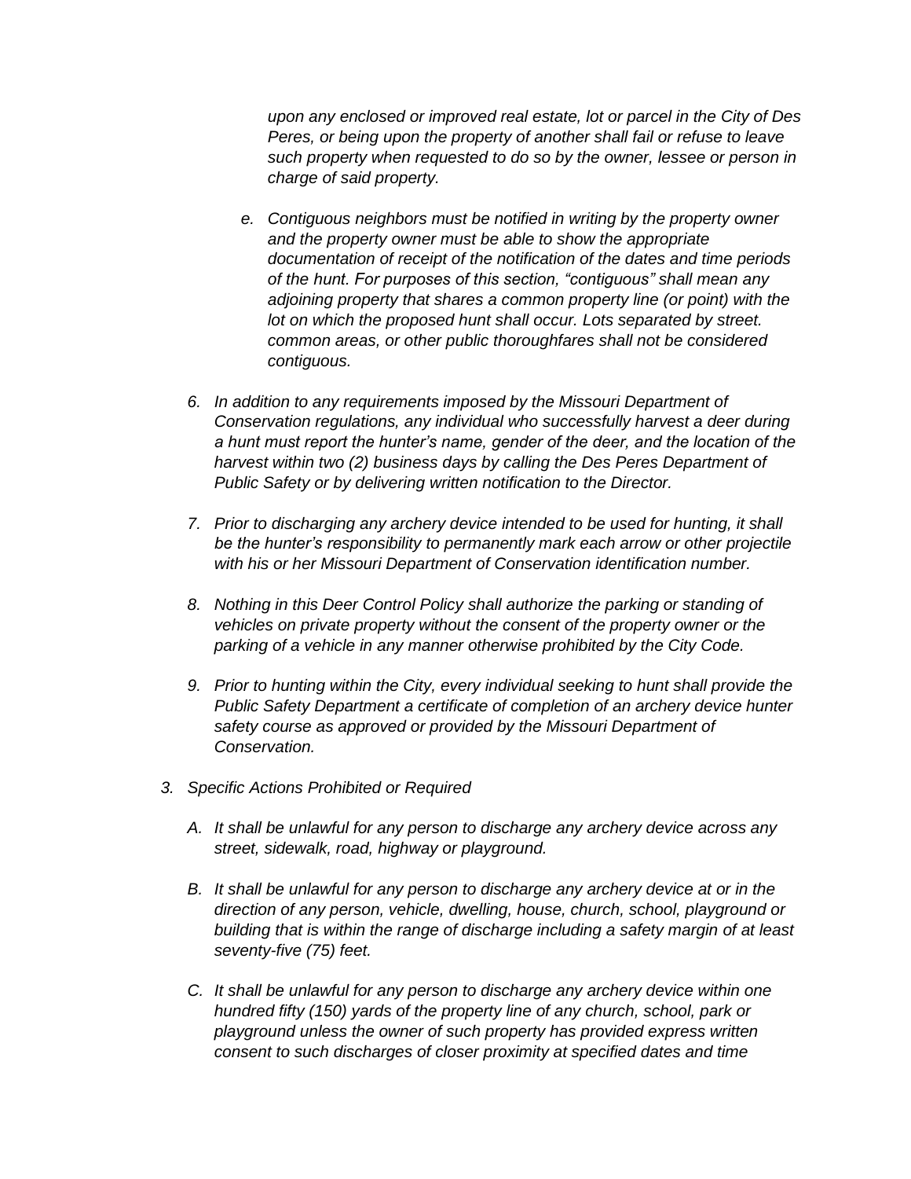*upon any enclosed or improved real estate, lot or parcel in the City of Des Peres, or being upon the property of another shall fail or refuse to leave such property when requested to do so by the owner, lessee or person in charge of said property.*

- e. *Contiguous neighbors must be notified in writing by the property owner and the property owner must be able to show the appropriate documentation of receipt of the notification of the dates and time periods of the hunt. For purposes of this section, "contiguous" shall mean any adjoining property that shares a common property line (or point) with the lot on which the proposed hunt shall occur. Lots separated by street. common areas, or other public thoroughfares shall not be considered contiguous.*

6. *In addition to any requirements imposed by the Missouri Department of Conservation regulations, any individual who successfully harvest a deer during a hunt must report the hunter's name, gender of the deer, and the location of the harvest within two (2) business days by calling the Des Peres Department of Public Safety or by delivering written notification to the Director.*

7. *Prior to discharging any archery device intended to be used for hunting, it shall be the hunter's responsibility to permanently mark each arrow or other projectile with his or her Missouri Department of Conservation identification number.*

8. *Nothing in this Deer Control Policy shall authorize the parking or standing of vehicles on private property without the consent of the property owner or the parking of a vehicle in any manner otherwise prohibited by the City Code.*

9. *Prior to hunting within the City, every individual seeking to hunt shall provide the Public Safety Department a certificate of completion of an archery device hunter safety course as approved or provided by the Missouri Department of Conservation.*

3. *Specific Actions Prohibited or Required*

   A. *It shall be unlawful for any person to discharge any archery device across any street, sidewalk, road, highway or playground.*

   B. *It shall be unlawful for any person to discharge any archery device at or in the direction of any person, vehicle, dwelling, house, church, school, playground or building that is within the range of discharge including a safety margin of at least seventy-five (75) feet.*

   C. *It shall be unlawful for any person to discharge any archery device within one hundred fifty (150) yards of the property line of any church, school, park or playground unless the owner of such property has provided express written consent to such discharges of closer proximity at specified dates and time*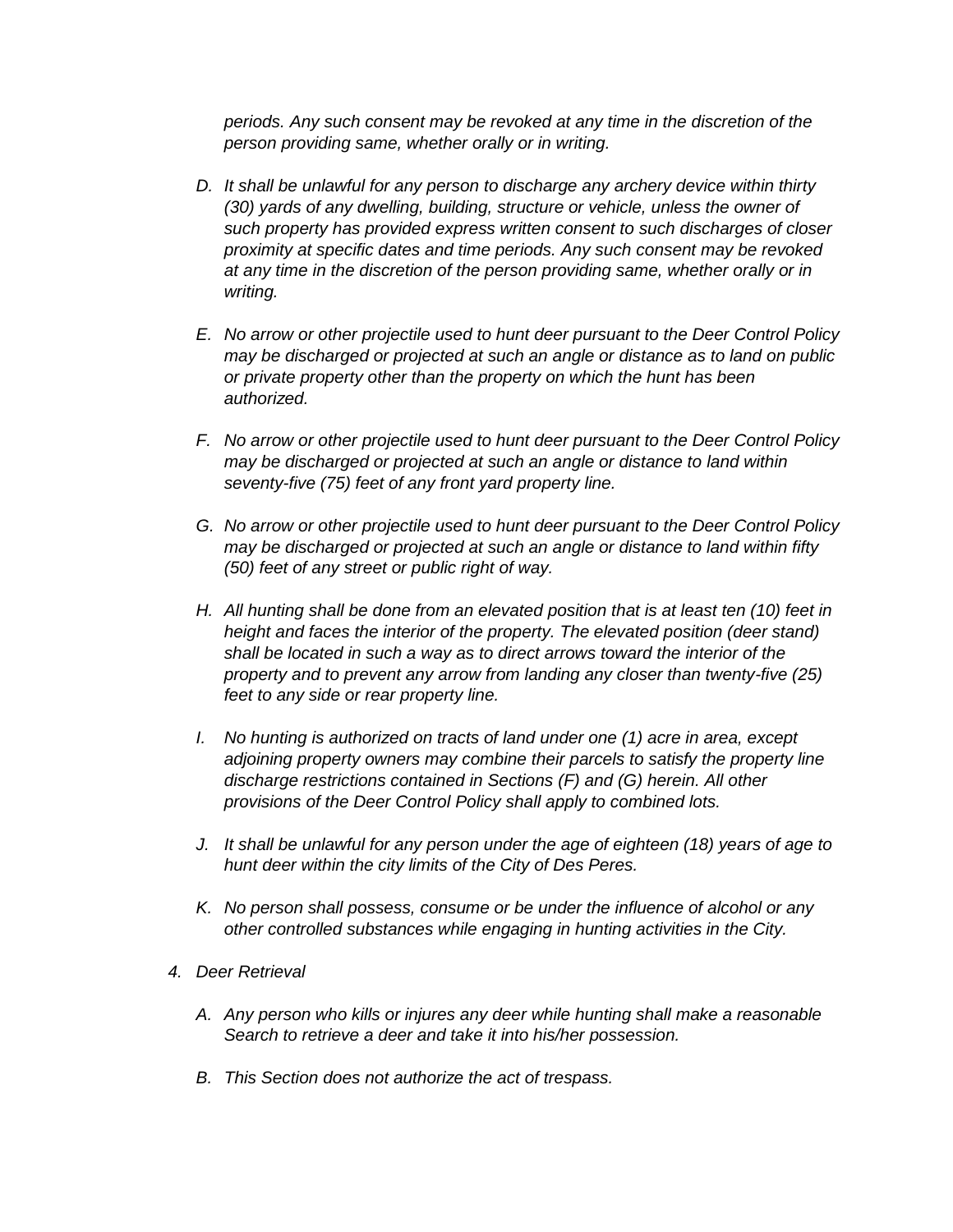*periods. Any such consent may be revoked at any time in the discretion of the person providing same, whether orally or in writing.*

D. *It shall be unlawful for any person to discharge any archery device within thirty (30) yards of any dwelling, building, structure or vehicle, unless the owner of such property has provided express written consent to such discharges of closer proximity at specific dates and time periods. Any such consent may be revoked at any time in the discretion of the person providing same, whether orally or in writing.*

E. *No arrow or other projectile used to hunt deer pursuant to the Deer Control Policy may be discharged or projected at such an angle or distance as to land on public or private property other than the property on which the hunt has been authorized.*

F. *No arrow or other projectile used to hunt deer pursuant to the Deer Control Policy may be discharged or projected at such an angle or distance to land within seventy-five (75) feet of any front yard property line.*

G. *No arrow or other projectile used to hunt deer pursuant to the Deer Control Policy may be discharged or projected at such an angle or distance to land within fifty (50) feet of any street or public right of way.*

H. *All hunting shall be done from an elevated position that is at least ten (10) feet in height and faces the interior of the property. The elevated position (deer stand) shall be located in such a way as to direct arrows toward the interior of the property and to prevent any arrow from landing any closer than twenty-five (25) feet to any side or rear property line.*

I. *No hunting is authorized on tracts of land under one (1) acre in area, except adjoining property owners may combine their parcels to satisfy the property line discharge restrictions contained in Sections (F) and (G) herein. All other provisions of the Deer Control Policy shall apply to combined lots.*

J. *It shall be unlawful for any person under the age of eighteen (18) years of age to hunt deer within the city limits of the City of Des Peres.*

K. *No person shall possess, consume or be under the influence of alcohol or any other controlled substances while engaging in hunting activities in the City.*

4. *Deer Retrieval*

   A. *Any person who kills or injures any deer while hunting shall make a reasonable Search to retrieve a deer and take it into his/her possession.*

   B. *This Section does not authorize the act of trespass.*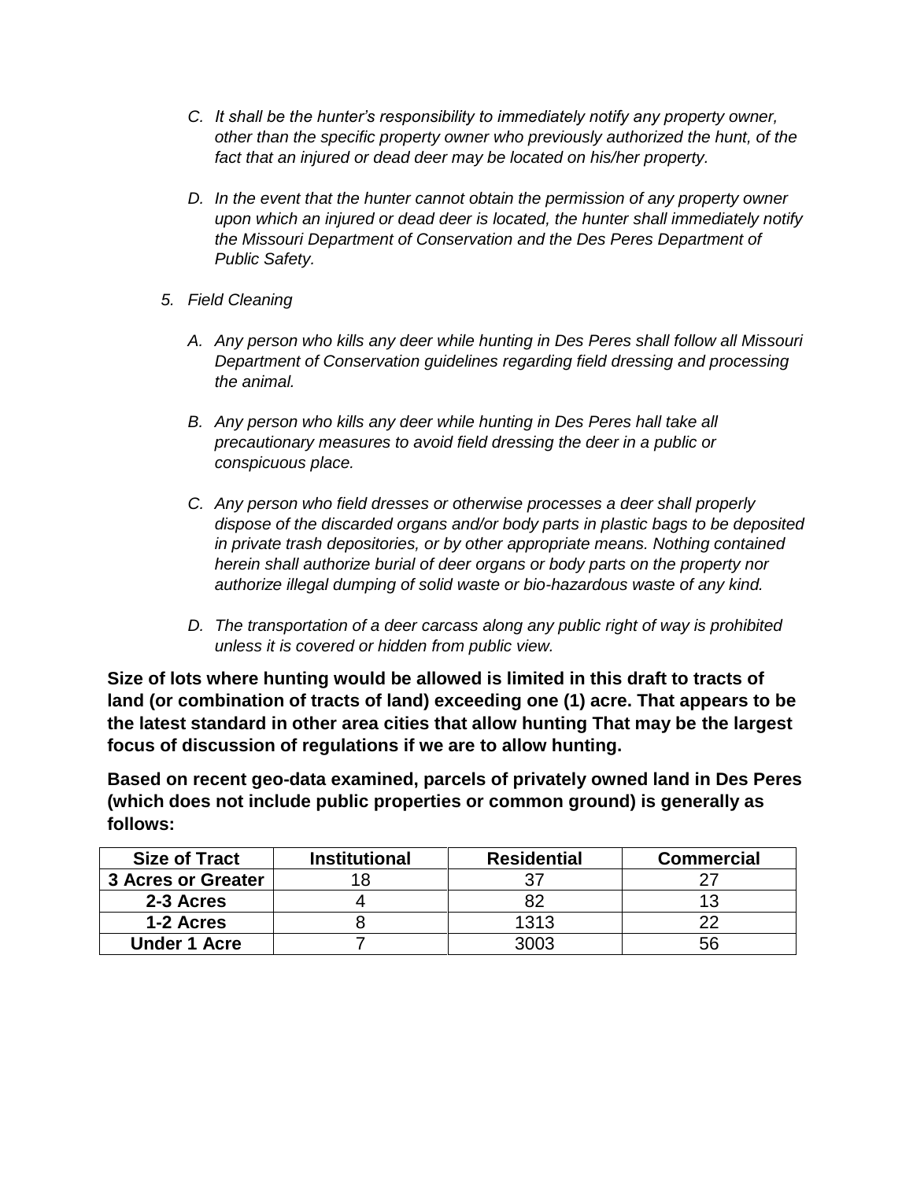*C. It shall be the hunter's responsibility to immediately notify any property owner, other than the specific property owner who previously authorized the hunt, of the fact that an injured or dead deer may be located on his/her property.*

*D. In the event that the hunter cannot obtain the permission of any property owner upon which an injured or dead deer is located, the hunter shall immediately notify the Missouri Department of Conservation and the Des Peres Department of Public Safety.*

*5. Field Cleaning*

*A. Any person who kills any deer while hunting in Des Peres shall follow all Missouri Department of Conservation guidelines regarding field dressing and processing the animal.*

*B. Any person who kills any deer while hunting in Des Peres hall take all precautionary measures to avoid field dressing the deer in a public or conspicuous place.*

*C. Any person who field dresses or otherwise processes a deer shall properly dispose of the discarded organs and/or body parts in plastic bags to be deposited in private trash depositories, or by other appropriate means. Nothing contained herein shall authorize burial of deer organs or body parts on the property nor authorize illegal dumping of solid waste or bio-hazardous waste of any kind.*

*D. The transportation of a deer carcass along any public right of way is prohibited unless it is covered or hidden from public view.*

**Size of lots where hunting would be allowed is limited in this draft to tracts of land (or combination of tracts of land) exceeding one (1) acre. That appears to be the latest standard in other area cities that allow hunting That may be the largest focus of discussion of regulations if we are to allow hunting.**

**Based on recent geo-data examined, parcels of privately owned land in Des Peres (which does not include public properties or common ground) is generally as follows:**

| Size of Tract | Institutional | Residential | Commercial |
|---|---|---|---|
| **3 Acres or Greater** | 18 | 37 | 27 |
| **2-3 Acres** | 4 | 82 | 13 |
| **1-2 Acres** | 8 | 1313 | 22 |
| **Under 1 Acre** | 7 | 3003 | 56 |